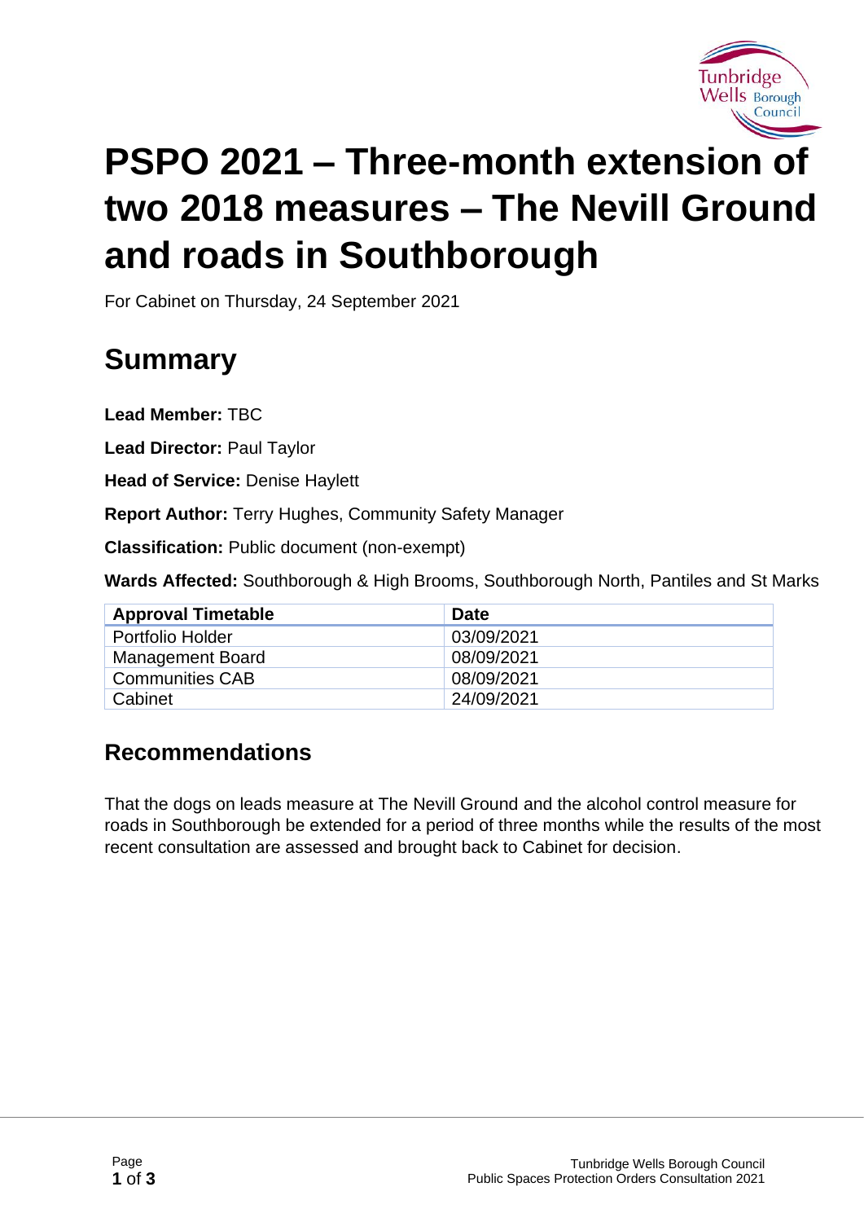# PSPO 2021 – Three-month extension of two 2018 measures – The Nevill Ground and roads in Southborough

For Cabinet on Thursday, 24 September 2021

## Summary

**Lead Member:** TBC

**Lead Director:** Paul Taylor

**Head of Service:** Denise Haylett

**Report Author:** Terry Hughes, Community Safety Manager

**Classification:** Public document (non-exempt)

**Wards Affected:** Southborough & High Brooms, Southborough North, Pantiles and St Marks

| Approval Timetable | Date |
|---|---|
| Portfolio Holder | 03/09/2021 |
| Management Board | 08/09/2021 |
| Communities CAB | 08/09/2021 |
| Cabinet | 24/09/2021 |

### Recommendations

That the dogs on leads measure at The Nevill Ground and the alcohol control measure for roads in Southborough be extended for a period of three months while the results of the most recent consultation are assessed and brought back to Cabinet for decision.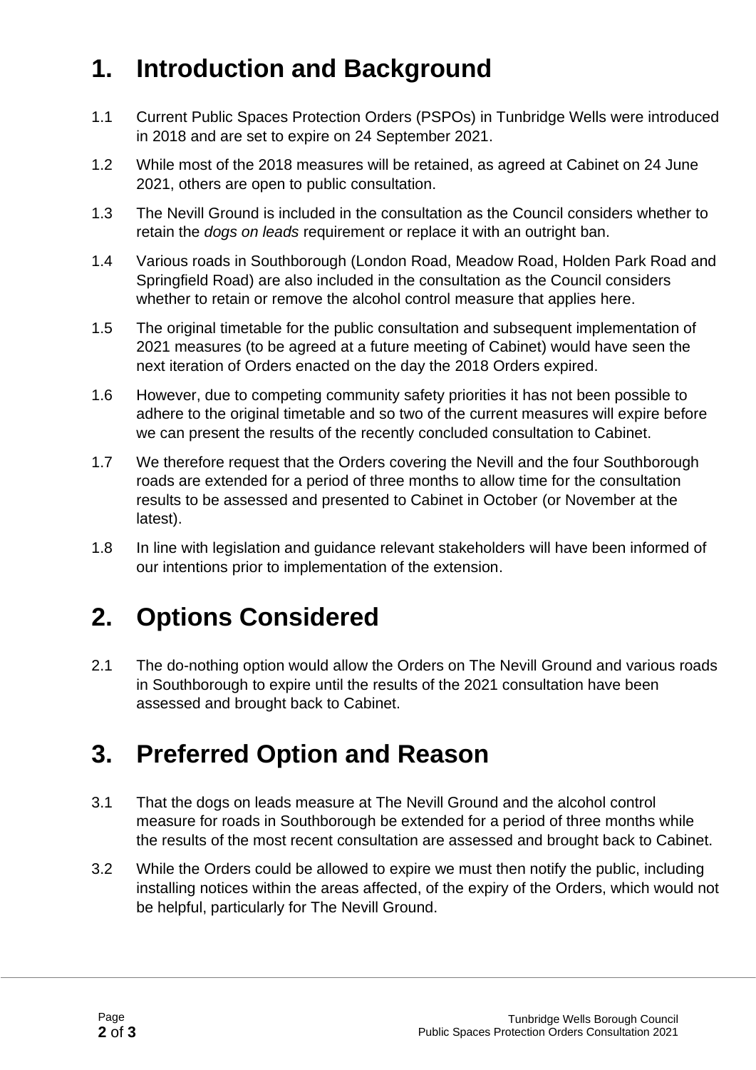# 1. Introduction and Background

1.1 Current Public Spaces Protection Orders (PSPOs) in Tunbridge Wells were introduced in 2018 and are set to expire on 24 September 2021.

1.2 While most of the 2018 measures will be retained, as agreed at Cabinet on 24 June 2021, others are open to public consultation.

1.3 The Nevill Ground is included in the consultation as the Council considers whether to retain the *dogs on leads* requirement or replace it with an outright ban.

1.4 Various roads in Southborough (London Road, Meadow Road, Holden Park Road and Springfield Road) are also included in the consultation as the Council considers whether to retain or remove the alcohol control measure that applies here.

1.5 The original timetable for the public consultation and subsequent implementation of 2021 measures (to be agreed at a future meeting of Cabinet) would have seen the next iteration of Orders enacted on the day the 2018 Orders expired.

1.6 However, due to competing community safety priorities it has not been possible to adhere to the original timetable and so two of the current measures will expire before we can present the results of the recently concluded consultation to Cabinet.

1.7 We therefore request that the Orders covering the Nevill and the four Southborough roads are extended for a period of three months to allow time for the consultation results to be assessed and presented to Cabinet in October (or November at the latest).

1.8 In line with legislation and guidance relevant stakeholders will have been informed of our intentions prior to implementation of the extension.

# 2. Options Considered

2.1 The do-nothing option would allow the Orders on The Nevill Ground and various roads in Southborough to expire until the results of the 2021 consultation have been assessed and brought back to Cabinet.

# 3. Preferred Option and Reason

3.1 That the dogs on leads measure at The Nevill Ground and the alcohol control measure for roads in Southborough be extended for a period of three months while the results of the most recent consultation are assessed and brought back to Cabinet.

3.2 While the Orders could be allowed to expire we must then notify the public, including installing notices within the areas affected, of the expiry of the Orders, which would not be helpful, particularly for The Nevill Ground.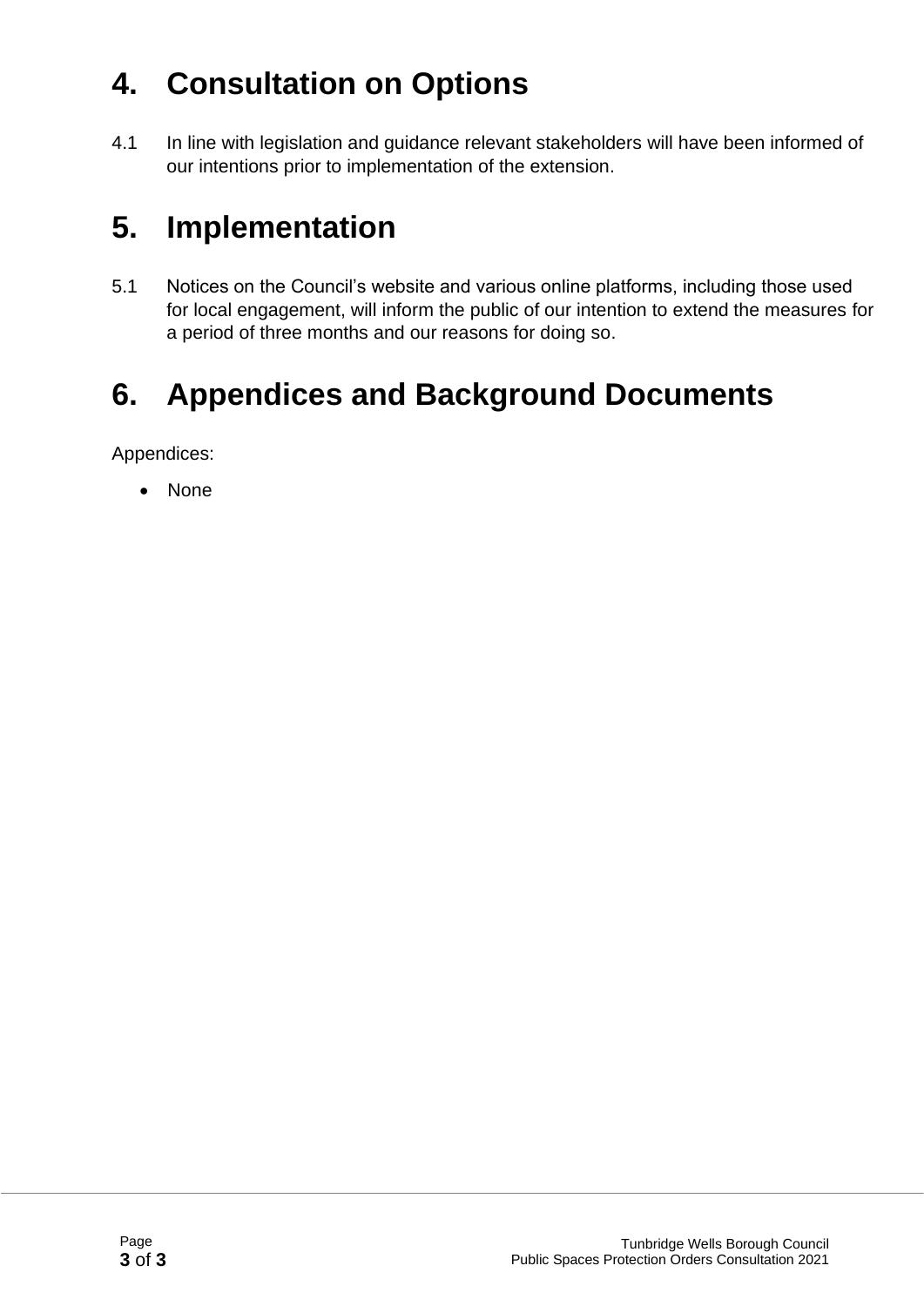# 4. Consultation on Options

4.1 In line with legislation and guidance relevant stakeholders will have been informed of our intentions prior to implementation of the extension.

# 5. Implementation

5.1 Notices on the Council's website and various online platforms, including those used for local engagement, will inform the public of our intention to extend the measures for a period of three months and our reasons for doing so.

# 6. Appendices and Background Documents

Appendices:

- None